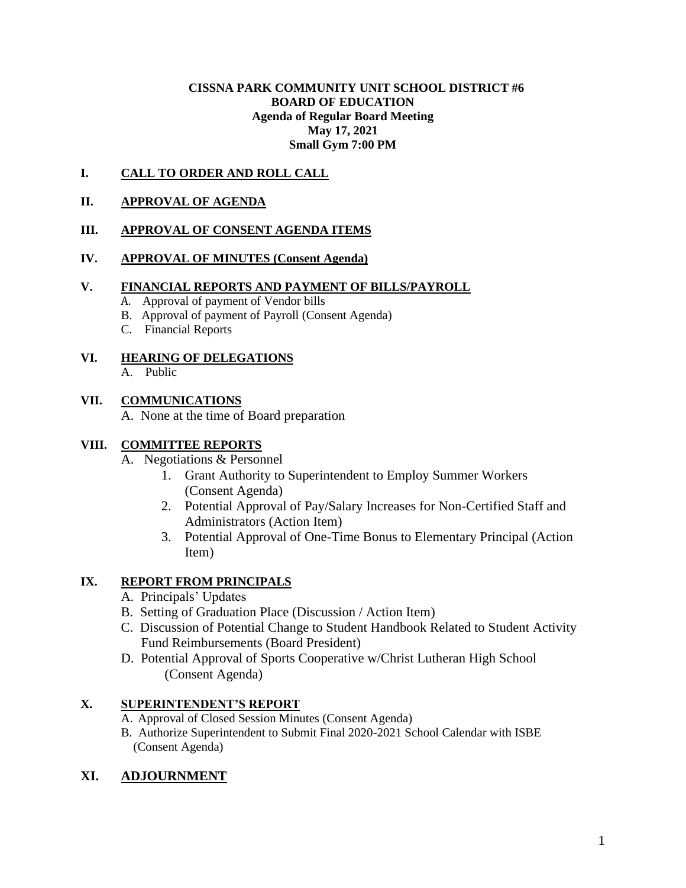**CISSNA PARK COMMUNITY UNIT SCHOOL DISTRICT #6**
**BOARD OF EDUCATION**
**Agenda of Regular Board Meeting**
**May 17, 2021**
**Small Gym 7:00 PM**

## I. CALL TO ORDER AND ROLL CALL

## II. APPROVAL OF AGENDA

## III. APPROVAL OF CONSENT AGENDA ITEMS

## IV. APPROVAL OF MINUTES (Consent Agenda)

## V. FINANCIAL REPORTS AND PAYMENT OF BILLS/PAYROLL

A. Approval of payment of Vendor bills
B. Approval of payment of Payroll (Consent Agenda)
C. Financial Reports

## VI. HEARING OF DELEGATIONS

A. Public

## VII. COMMUNICATIONS

A. None at the time of Board preparation

## VIII. COMMITTEE REPORTS

A. Negotiations & Personnel
   1. Grant Authority to Superintendent to Employ Summer Workers (Consent Agenda)
   2. Potential Approval of Pay/Salary Increases for Non-Certified Staff and Administrators (Action Item)
   3. Potential Approval of One-Time Bonus to Elementary Principal (Action Item)

## IX. REPORT FROM PRINCIPALS

A. Principals' Updates
B. Setting of Graduation Place (Discussion / Action Item)
C. Discussion of Potential Change to Student Handbook Related to Student Activity Fund Reimbursements (Board President)
D. Potential Approval of Sports Cooperative w/Christ Lutheran High School (Consent Agenda)

## X. SUPERINTENDENT'S REPORT

A. Approval of Closed Session Minutes (Consent Agenda)
B. Authorize Superintendent to Submit Final 2020-2021 School Calendar with ISBE (Consent Agenda)

## XI. ADJOURNMENT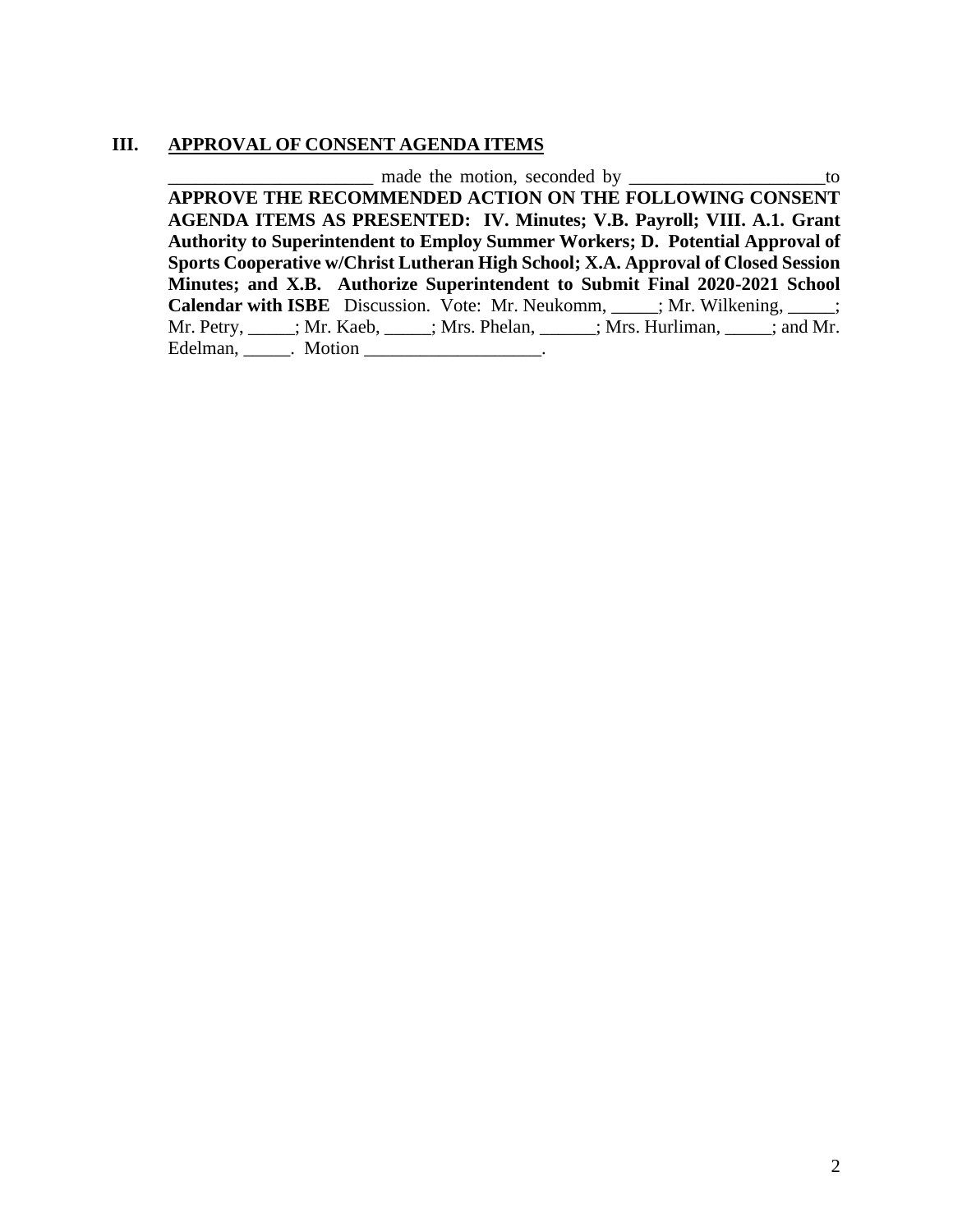## III. APPROVAL OF CONSENT AGENDA ITEMS

______________________ made the motion, seconded by _____________________to **APPROVE THE RECOMMENDED ACTION ON THE FOLLOWING CONSENT AGENDA ITEMS AS PRESENTED: IV. Minutes; V.B. Payroll; VIII. A.1. Grant Authority to Superintendent to Employ Summer Workers; D. Potential Approval of Sports Cooperative w/Christ Lutheran High School; X.A. Approval of Closed Session Minutes; and X.B. Authorize Superintendent to Submit Final 2020-2021 School Calendar with ISBE** Discussion. Vote: Mr. Neukomm, _____; Mr. Wilkening, _____; Mr. Petry, _____; Mr. Kaeb, _____; Mrs. Phelan, ______; Mrs. Hurliman, _____; and Mr. Edelman, _____. Motion ___________________.